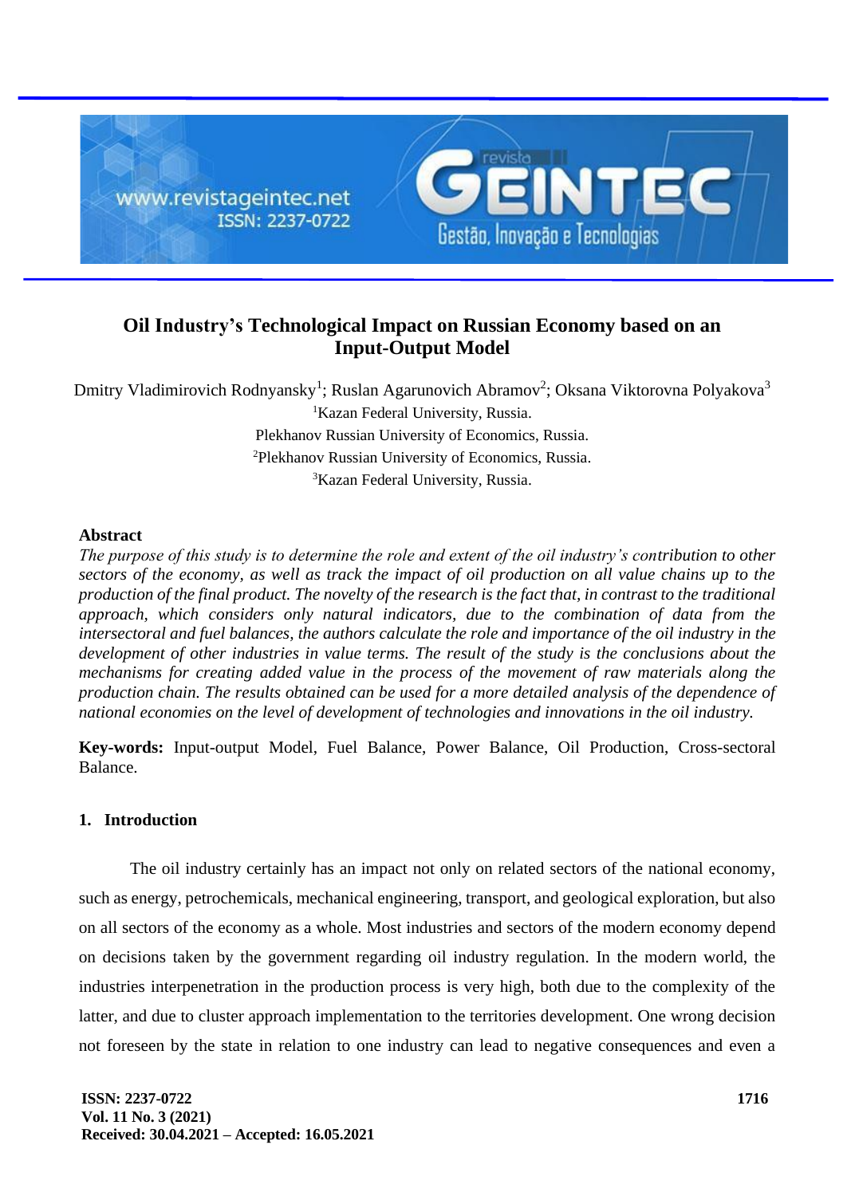# Oil Industry's Technological Impact on Russian Economy based on an Input-Output Model

Dmitry Vladimirovich Rodnyansky[1]; Ruslan Agarunovich Abramov[2]; Oksana Viktorovna Polyakova[3]

[1]Kazan Federal University, Russia.

Plekhanov Russian University of Economics, Russia.

[2]Plekhanov Russian University of Economics, Russia.

[3]Kazan Federal University, Russia.

## Abstract

*The purpose of this study is to determine the role and extent of the oil industry's contribution to other sectors of the economy, as well as track the impact of oil production on all value chains up to the production of the final product. The novelty of the research is the fact that, in contrast to the traditional approach, which considers only natural indicators, due to the combination of data from the intersectoral and fuel balances, the authors calculate the role and importance of the oil industry in the development of other industries in value terms. The result of the study is the conclusions about the mechanisms for creating added value in the process of the movement of raw materials along the production chain. The results obtained can be used for a more detailed analysis of the dependence of national economies on the level of development of technologies and innovations in the oil industry.*

**Key-words:** Input-output Model, Fuel Balance, Power Balance, Oil Production, Cross-sectoral Balance.

## 1. Introduction

The oil industry certainly has an impact not only on related sectors of the national economy, such as energy, petrochemicals, mechanical engineering, transport, and geological exploration, but also on all sectors of the economy as a whole. Most industries and sectors of the modern economy depend on decisions taken by the government regarding oil industry regulation. In the modern world, the industries interpenetration in the production process is very high, both due to the complexity of the latter, and due to cluster approach implementation to the territories development. One wrong decision not foreseen by the state in relation to one industry can lead to negative consequences and even a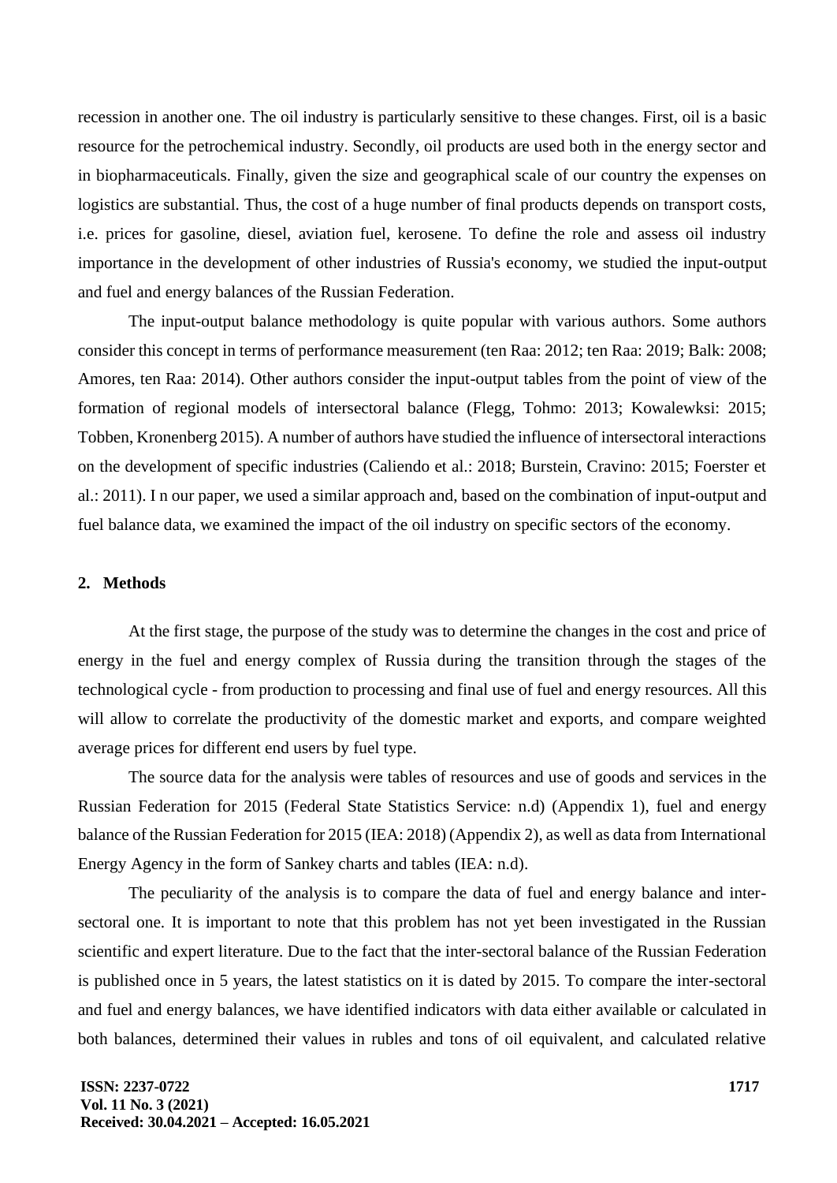recession in another one. The oil industry is particularly sensitive to these changes. First, oil is a basic resource for the petrochemical industry. Secondly, oil products are used both in the energy sector and in biopharmaceuticals. Finally, given the size and geographical scale of our country the expenses on logistics are substantial. Thus, the cost of a huge number of final products depends on transport costs, i.e. prices for gasoline, diesel, aviation fuel, kerosene. To define the role and assess oil industry importance in the development of other industries of Russia's economy, we studied the input-output and fuel and energy balances of the Russian Federation.

The input-output balance methodology is quite popular with various authors. Some authors consider this concept in terms of performance measurement (ten Raa: 2012; ten Raa: 2019; Balk: 2008; Amores, ten Raa: 2014). Other authors consider the input-output tables from the point of view of the formation of regional models of intersectoral balance (Flegg, Tohmo: 2013; Kowalewksi: 2015; Tobben, Kronenberg 2015). A number of authors have studied the influence of intersectoral interactions on the development of specific industries (Caliendo et al.: 2018; Burstein, Cravino: 2015; Foerster et al.: 2011). I n our paper, we used a similar approach and, based on the combination of input-output and fuel balance data, we examined the impact of the oil industry on specific sectors of the economy.

## 2. Methods

At the first stage, the purpose of the study was to determine the changes in the cost and price of energy in the fuel and energy complex of Russia during the transition through the stages of the technological cycle - from production to processing and final use of fuel and energy resources. All this will allow to correlate the productivity of the domestic market and exports, and compare weighted average prices for different end users by fuel type.

The source data for the analysis were tables of resources and use of goods and services in the Russian Federation for 2015 (Federal State Statistics Service: n.d) (Appendix 1), fuel and energy balance of the Russian Federation for 2015 (IEA: 2018) (Appendix 2), as well as data from International Energy Agency in the form of Sankey charts and tables (IEA: n.d).

The peculiarity of the analysis is to compare the data of fuel and energy balance and inter-sectoral one. It is important to note that this problem has not yet been investigated in the Russian scientific and expert literature. Due to the fact that the inter-sectoral balance of the Russian Federation is published once in 5 years, the latest statistics on it is dated by 2015. To compare the inter-sectoral and fuel and energy balances, we have identified indicators with data either available or calculated in both balances, determined their values in rubles and tons of oil equivalent, and calculated relative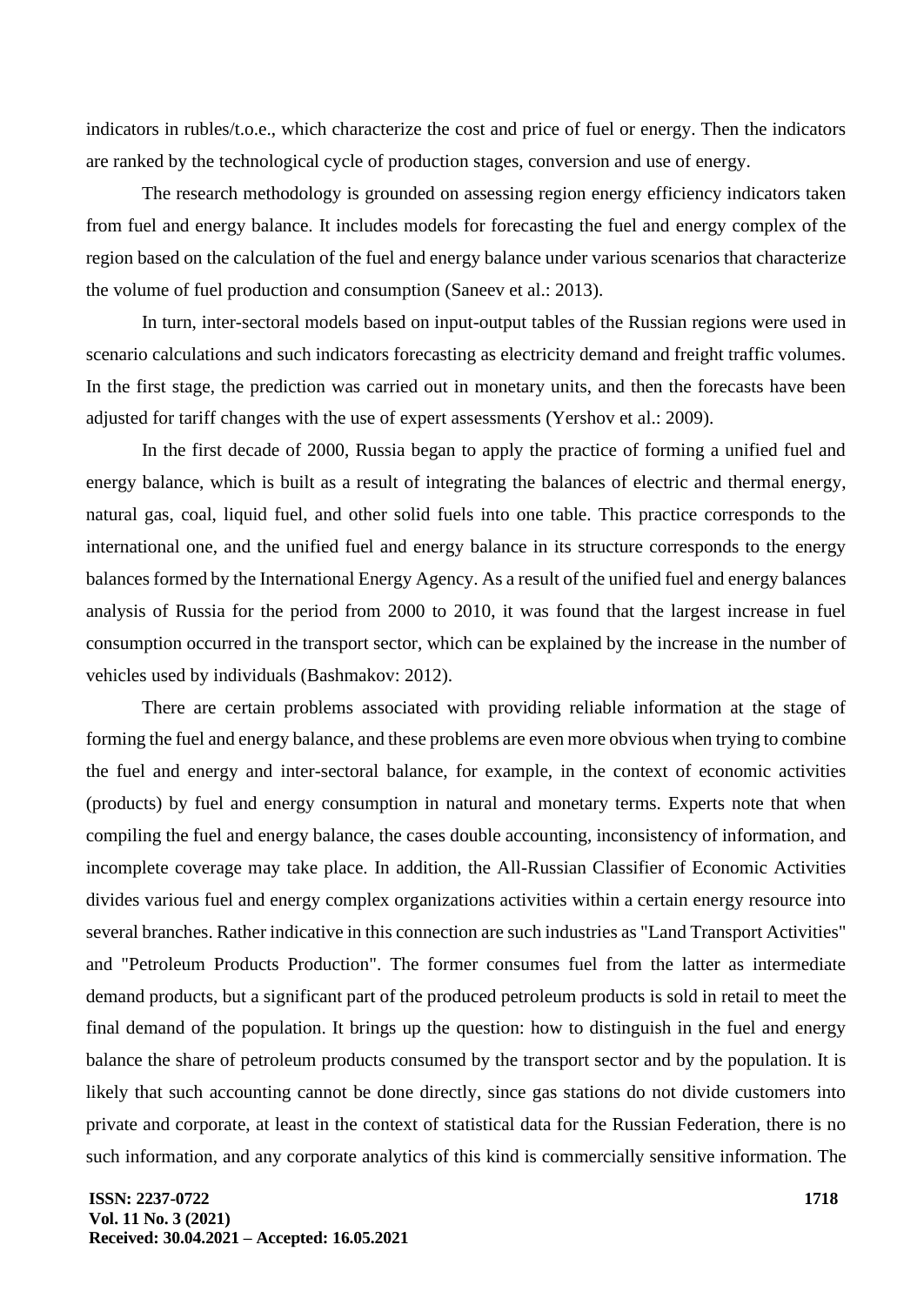indicators in rubles/t.o.e., which characterize the cost and price of fuel or energy. Then the indicators are ranked by the technological cycle of production stages, conversion and use of energy.

The research methodology is grounded on assessing region energy efficiency indicators taken from fuel and energy balance. It includes models for forecasting the fuel and energy complex of the region based on the calculation of the fuel and energy balance under various scenarios that characterize the volume of fuel production and consumption (Saneev et al.: 2013).

In turn, inter-sectoral models based on input-output tables of the Russian regions were used in scenario calculations and such indicators forecasting as electricity demand and freight traffic volumes. In the first stage, the prediction was carried out in monetary units, and then the forecasts have been adjusted for tariff changes with the use of expert assessments (Yershov et al.: 2009).

In the first decade of 2000, Russia began to apply the practice of forming a unified fuel and energy balance, which is built as a result of integrating the balances of electric and thermal energy, natural gas, coal, liquid fuel, and other solid fuels into one table. This practice corresponds to the international one, and the unified fuel and energy balance in its structure corresponds to the energy balances formed by the International Energy Agency. As a result of the unified fuel and energy balances analysis of Russia for the period from 2000 to 2010, it was found that the largest increase in fuel consumption occurred in the transport sector, which can be explained by the increase in the number of vehicles used by individuals (Bashmakov: 2012).

There are certain problems associated with providing reliable information at the stage of forming the fuel and energy balance, and these problems are even more obvious when trying to combine the fuel and energy and inter-sectoral balance, for example, in the context of economic activities (products) by fuel and energy consumption in natural and monetary terms. Experts note that when compiling the fuel and energy balance, the cases double accounting, inconsistency of information, and incomplete coverage may take place. In addition, the All-Russian Classifier of Economic Activities divides various fuel and energy complex organizations activities within a certain energy resource into several branches. Rather indicative in this connection are such industries as "Land Transport Activities" and "Petroleum Products Production". The former consumes fuel from the latter as intermediate demand products, but a significant part of the produced petroleum products is sold in retail to meet the final demand of the population. It brings up the question: how to distinguish in the fuel and energy balance the share of petroleum products consumed by the transport sector and by the population. It is likely that such accounting cannot be done directly, since gas stations do not divide customers into private and corporate, at least in the context of statistical data for the Russian Federation, there is no such information, and any corporate analytics of this kind is commercially sensitive information. The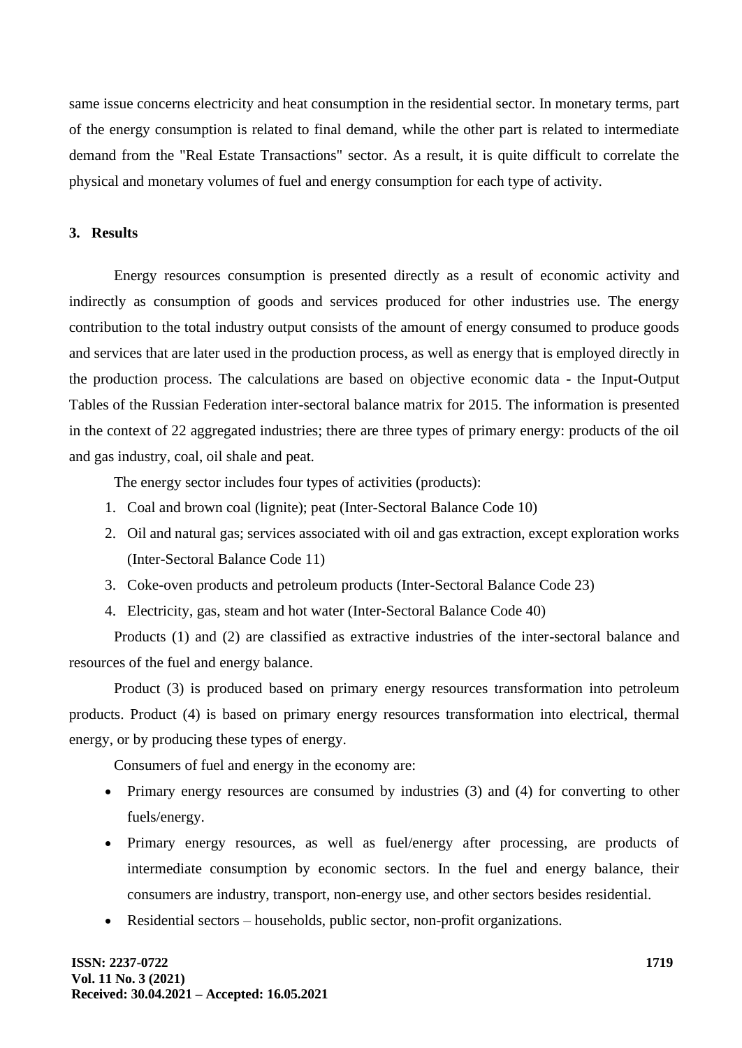same issue concerns electricity and heat consumption in the residential sector. In monetary terms, part of the energy consumption is related to final demand, while the other part is related to intermediate demand from the "Real Estate Transactions" sector. As a result, it is quite difficult to correlate the physical and monetary volumes of fuel and energy consumption for each type of activity.

## 3. Results

Energy resources consumption is presented directly as a result of economic activity and indirectly as consumption of goods and services produced for other industries use. The energy contribution to the total industry output consists of the amount of energy consumed to produce goods and services that are later used in the production process, as well as energy that is employed directly in the production process. The calculations are based on objective economic data - the Input-Output Tables of the Russian Federation inter-sectoral balance matrix for 2015. The information is presented in the context of 22 aggregated industries; there are three types of primary energy: products of the oil and gas industry, coal, oil shale and peat.

The energy sector includes four types of activities (products):

1. Coal and brown coal (lignite); peat (Inter-Sectoral Balance Code 10)
2. Oil and natural gas; services associated with oil and gas extraction, except exploration works (Inter-Sectoral Balance Code 11)
3. Coke-oven products and petroleum products (Inter-Sectoral Balance Code 23)
4. Electricity, gas, steam and hot water (Inter-Sectoral Balance Code 40)

Products (1) and (2) are classified as extractive industries of the inter-sectoral balance and resources of the fuel and energy balance.

Product (3) is produced based on primary energy resources transformation into petroleum products. Product (4) is based on primary energy resources transformation into electrical, thermal energy, or by producing these types of energy.

Consumers of fuel and energy in the economy are:

- Primary energy resources are consumed by industries (3) and (4) for converting to other fuels/energy.
- Primary energy resources, as well as fuel/energy after processing, are products of intermediate consumption by economic sectors. In the fuel and energy balance, their consumers are industry, transport, non-energy use, and other sectors besides residential.
- Residential sectors – households, public sector, non-profit organizations.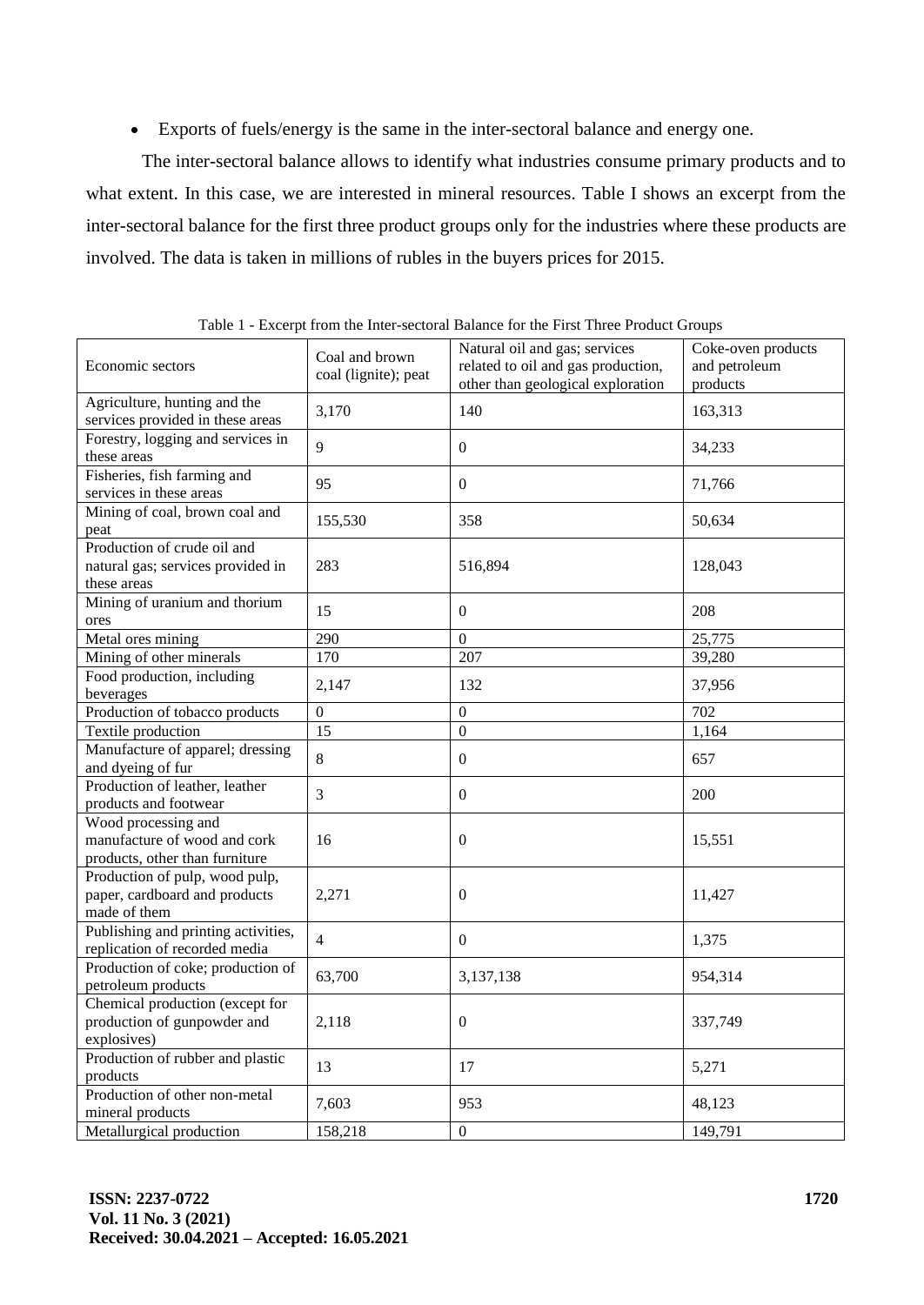- Exports of fuels/energy is the same in the inter-sectoral balance and energy one.

The inter-sectoral balance allows to identify what industries consume primary products and to what extent. In this case, we are interested in mineral resources. Table I shows an excerpt from the inter-sectoral balance for the first three product groups only for the industries where these products are involved. The data is taken in millions of rubles in the buyers prices for 2015.

Table 1 - Excerpt from the Inter-sectoral Balance for the First Three Product Groups

| Economic sectors | Coal and brown coal (lignite); peat | Natural oil and gas; services related to oil and gas production, other than geological exploration | Coke-oven products and petroleum products |
|---|---|---|---|
| Agriculture, hunting and the services provided in these areas | 3,170 | 140 | 163,313 |
| Forestry, logging and services in these areas | 9 | 0 | 34,233 |
| Fisheries, fish farming and services in these areas | 95 | 0 | 71,766 |
| Mining of coal, brown coal and peat | 155,530 | 358 | 50,634 |
| Production of crude oil and natural gas; services provided in these areas | 283 | 516,894 | 128,043 |
| Mining of uranium and thorium ores | 15 | 0 | 208 |
| Metal ores mining | 290 | 0 | 25,775 |
| Mining of other minerals | 170 | 207 | 39,280 |
| Food production, including beverages | 2,147 | 132 | 37,956 |
| Production of tobacco products | 0 | 0 | 702 |
| Textile production | 15 | 0 | 1,164 |
| Manufacture of apparel; dressing and dyeing of fur | 8 | 0 | 657 |
| Production of leather, leather products and footwear | 3 | 0 | 200 |
| Wood processing and manufacture of wood and cork products, other than furniture | 16 | 0 | 15,551 |
| Production of pulp, wood pulp, paper, cardboard and products made of them | 2,271 | 0 | 11,427 |
| Publishing and printing activities, replication of recorded media | 4 | 0 | 1,375 |
| Production of coke; production of petroleum products | 63,700 | 3,137,138 | 954,314 |
| Chemical production (except for production of gunpowder and explosives) | 2,118 | 0 | 337,749 |
| Production of rubber and plastic products | 13 | 17 | 5,271 |
| Production of other non-metal mineral products | 7,603 | 953 | 48,123 |
| Metallurgical production | 158,218 | 0 | 149,791 |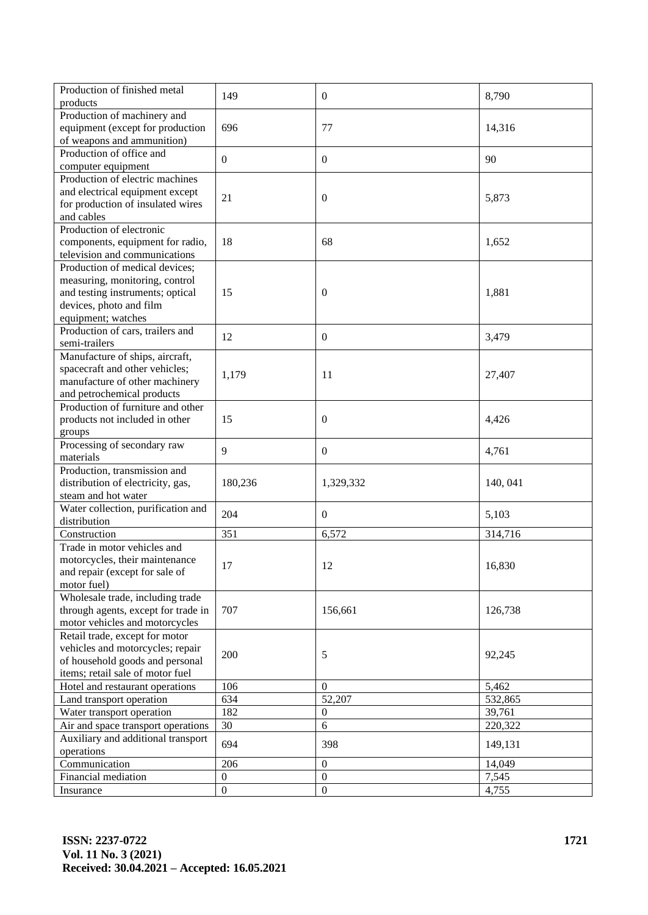| | | | |
|---|---|---|---|
| Production of finished metal products | 149 | 0 | 8,790 |
| Production of machinery and equipment (except for production of weapons and ammunition) | 696 | 77 | 14,316 |
| Production of office and computer equipment | 0 | 0 | 90 |
| Production of electric machines and electrical equipment except for production of insulated wires and cables | 21 | 0 | 5,873 |
| Production of electronic components, equipment for radio, television and communications | 18 | 68 | 1,652 |
| Production of medical devices; measuring, monitoring, control and testing instruments; optical devices, photo and film equipment; watches | 15 | 0 | 1,881 |
| Production of cars, trailers and semi-trailers | 12 | 0 | 3,479 |
| Manufacture of ships, aircraft, spacecraft and other vehicles; manufacture of other machinery and petrochemical products | 1,179 | 11 | 27,407 |
| Production of furniture and other products not included in other groups | 15 | 0 | 4,426 |
| Processing of secondary raw materials | 9 | 0 | 4,761 |
| Production, transmission and distribution of electricity, gas, steam and hot water | 180,236 | 1,329,332 | 140, 041 |
| Water collection, purification and distribution | 204 | 0 | 5,103 |
| Construction | 351 | 6,572 | 314,716 |
| Trade in motor vehicles and motorcycles, their maintenance and repair (except for sale of motor fuel) | 17 | 12 | 16,830 |
| Wholesale trade, including trade through agents, except for trade in motor vehicles and motorcycles | 707 | 156,661 | 126,738 |
| Retail trade, except for motor vehicles and motorcycles; repair of household goods and personal items; retail sale of motor fuel | 200 | 5 | 92,245 |
| Hotel and restaurant operations | 106 | 0 | 5,462 |
| Land transport operation | 634 | 52,207 | 532,865 |
| Water transport operation | 182 | 0 | 39,761 |
| Air and space transport operations | 30 | 6 | 220,322 |
| Auxiliary and additional transport operations | 694 | 398 | 149,131 |
| Communication | 206 | 0 | 14,049 |
| Financial mediation | 0 | 0 | 7,545 |
| Insurance | 0 | 0 | 4,755 |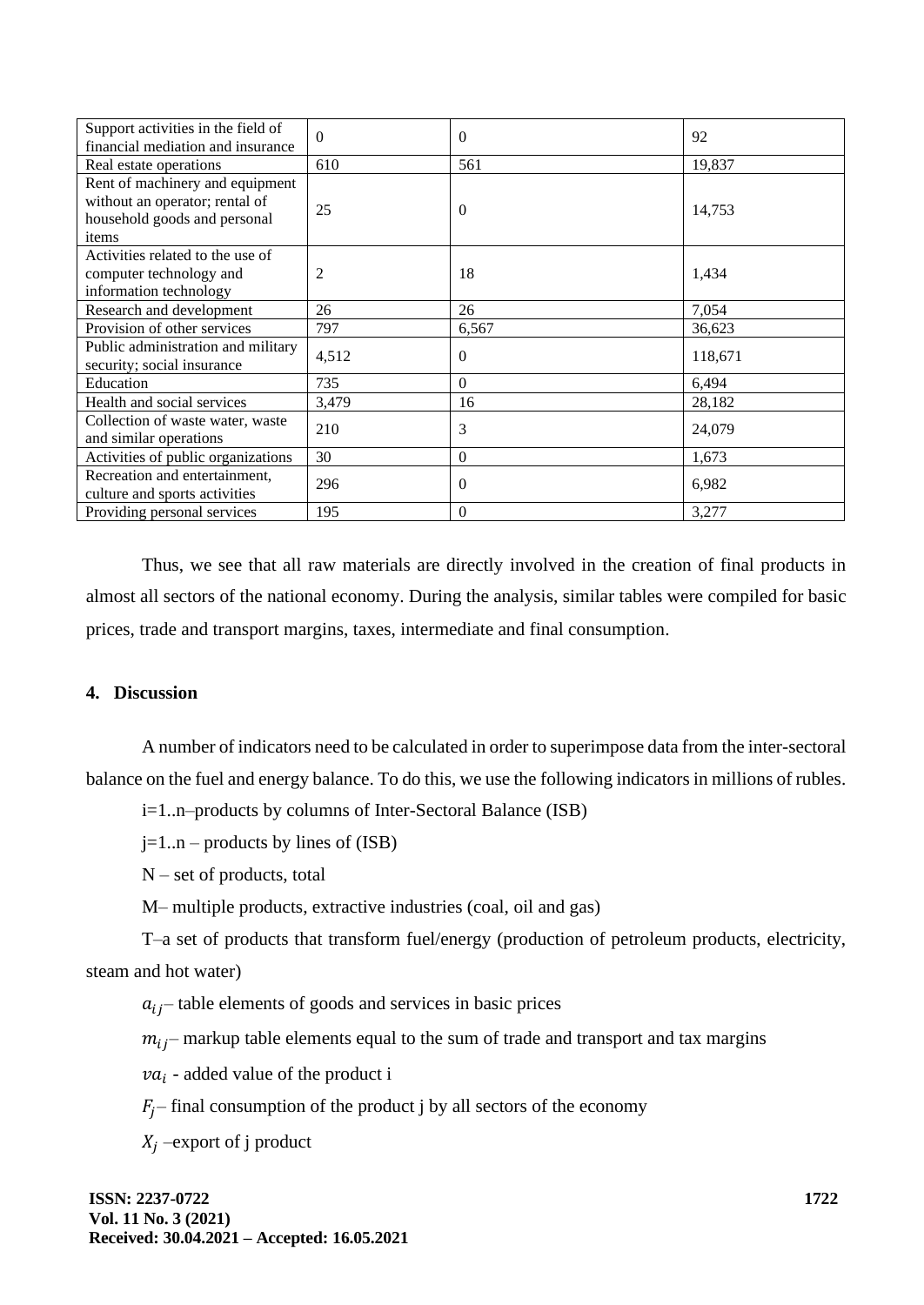| Support activities in the field of financial mediation and insurance | 0 | 0 | 92 |
|---|---|---|---|
| Real estate operations | 610 | 561 | 19,837 |
| Rent of machinery and equipment without an operator; rental of household goods and personal items | 25 | 0 | 14,753 |
| Activities related to the use of computer technology and information technology | 2 | 18 | 1,434 |
| Research and development | 26 | 26 | 7,054 |
| Provision of other services | 797 | 6,567 | 36,623 |
| Public administration and military security; social insurance | 4,512 | 0 | 118,671 |
| Education | 735 | 0 | 6,494 |
| Health and social services | 3,479 | 16 | 28,182 |
| Collection of waste water, waste and similar operations | 210 | 3 | 24,079 |
| Activities of public organizations | 30 | 0 | 1,673 |
| Recreation and entertainment, culture and sports activities | 296 | 0 | 6,982 |
| Providing personal services | 195 | 0 | 3,277 |

Thus, we see that all raw materials are directly involved in the creation of final products in almost all sectors of the national economy. During the analysis, similar tables were compiled for basic prices, trade and transport margins, taxes, intermediate and final consumption.

## 4. Discussion

A number of indicators need to be calculated in order to superimpose data from the inter-sectoral balance on the fuel and energy balance. To do this, we use the following indicators in millions of rubles.

i=1..n–products by columns of Inter-Sectoral Balance (ISB)

j=1..n – products by lines of (ISB)

N – set of products, total

M– multiple products, extractive industries (coal, oil and gas)

T–a set of products that transform fuel/energy (production of petroleum products, electricity, steam and hot water)

$a_{ij}$– table elements of goods and services in basic prices

$m_{ij}$– markup table elements equal to the sum of trade and transport and tax margins

$va_i$ - added value of the product i

$F_j$– final consumption of the product j by all sectors of the economy

$X_j$ –export of j product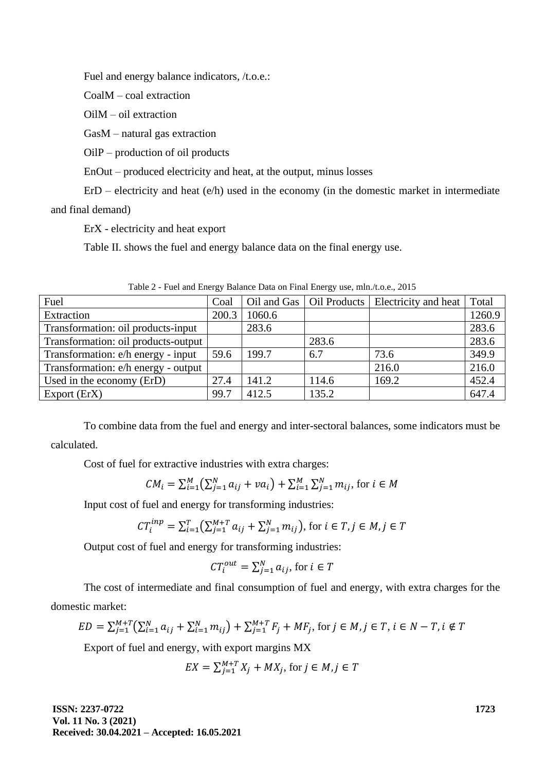Fuel and energy balance indicators, /t.o.e.:

CoalM – coal extraction

OilM – oil extraction

GasM – natural gas extraction

OilP – production of oil products

EnOut – produced electricity and heat, at the output, minus losses

ErD – electricity and heat (e/h) used in the economy (in the domestic market in intermediate and final demand)

ErX - electricity and heat export

Table II. shows the fuel and energy balance data on the final energy use.

Table 2 - Fuel and Energy Balance Data on Final Energy use, mln./t.o.e., 2015

| Fuel | Coal | Oil and Gas | Oil Products | Electricity and heat | Total |
|---|---|---|---|---|---|
| Extraction | 200.3 | 1060.6 | | | 1260.9 |
| Transformation: oil products-input | | 283.6 | | | 283.6 |
| Transformation: oil products-output | | | 283.6 | | 283.6 |
| Transformation: e/h energy - input | 59.6 | 199.7 | 6.7 | 73.6 | 349.9 |
| Transformation: e/h energy - output | | | | 216.0 | 216.0 |
| Used in the economy (ErD) | 27.4 | 141.2 | 114.6 | 169.2 | 452.4 |
| Export (ErX) | 99.7 | 412.5 | 135.2 | | 647.4 |

To combine data from the fuel and energy and inter-sectoral balances, some indicators must be calculated.

Cost of fuel for extractive industries with extra charges:

$$CM_i = \sum_{i=1}^{M}\left(\sum_{j=1}^{N} a_{ij} + va_i\right) + \sum_{i=1}^{M}\sum_{j=1}^{N} m_{ij}, \text{ for } i \in M$$

Input cost of fuel and energy for transforming industries:

$$CT_i^{inp} = \sum_{i=1}^{T}\left(\sum_{j=1}^{M+T} a_{ij} + \sum_{j=1}^{N} m_{ij}\right), \text{ for } i \in T, j \in M, j \in T$$

Output cost of fuel and energy for transforming industries:

$$CT_i^{out} = \sum_{j=1}^{N} a_{ij}, \text{ for } i \in T$$

The cost of intermediate and final consumption of fuel and energy, with extra charges for the domestic market:

$$ED = \sum_{j=1}^{M+T}\left(\sum_{i=1}^{N} a_{ij} + \sum_{i=1}^{N} m_{ij}\right) + \sum_{j=1}^{M+T} F_j + MF_j, \text{ for } j \in M, j \in T, i \in N-T, i \notin T$$

Export of fuel and energy, with export margins MX

$$EX = \sum_{j=1}^{M+T} X_j + MX_j, \text{ for } j \in M, j \in T$$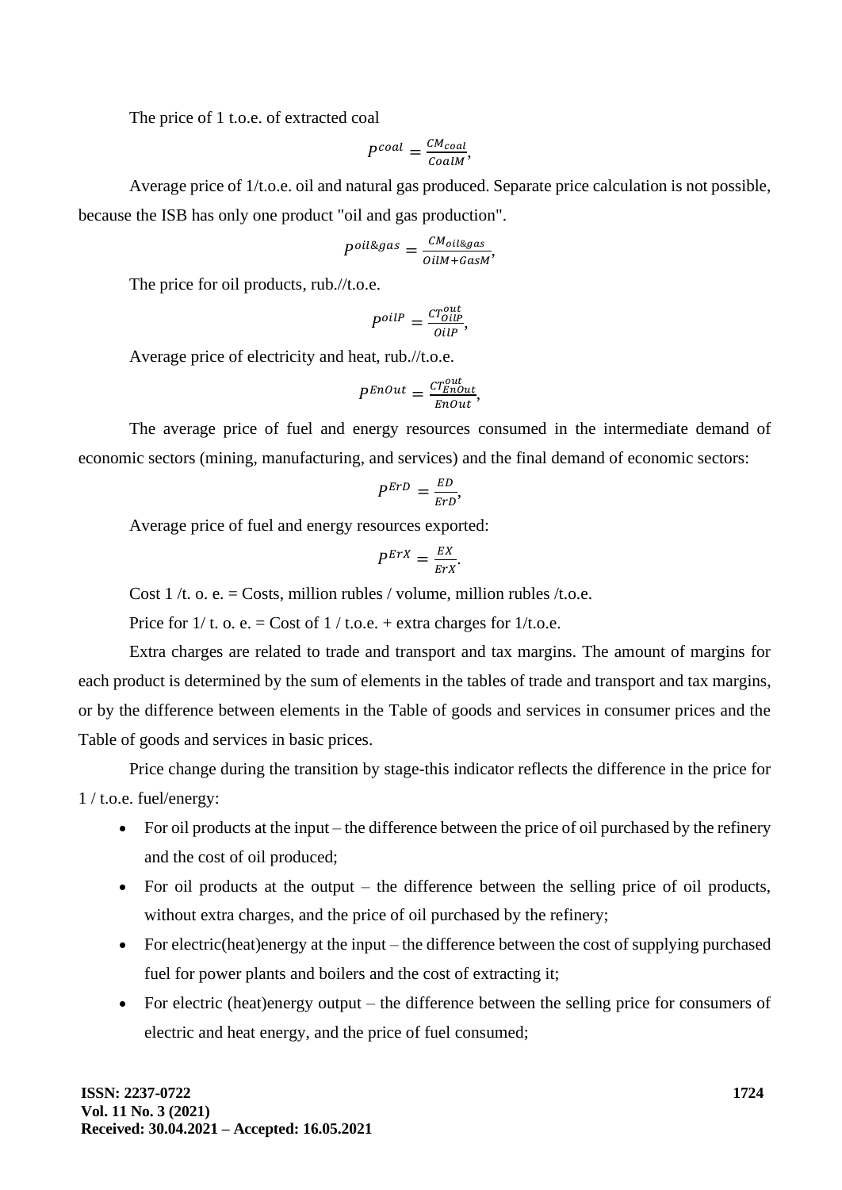The price of 1 t.o.e. of extracted coal

$$P^{coal} = \frac{CM_{coal}}{CoalM},$$

Average price of 1/t.o.e. oil and natural gas produced. Separate price calculation is not possible, because the ISB has only one product "oil and gas production".

$$P^{oil\&gas} = \frac{CM_{oil\&gas}}{OilM+GasM},$$

The price for oil products, rub.//t.o.e.

$$P^{oilP} = \frac{CT_{OilP}^{out}}{OilP},$$

Average price of electricity and heat, rub.//t.o.e.

$$P^{EnOut} = \frac{CT_{EnOut}^{out}}{EnOut},$$

The average price of fuel and energy resources consumed in the intermediate demand of economic sectors (mining, manufacturing, and services) and the final demand of economic sectors:

$$P^{ErD} = \frac{ED}{ErD},$$

Average price of fuel and energy resources exported:

$$P^{ErX} = \frac{EX}{ErX}.$$

Cost 1 /t. o. e. = Costs, million rubles / volume, million rubles /t.o.e.

Price for 1/ t. o. e. = Cost of 1 / t.o.e. + extra charges for 1/t.o.e.

Extra charges are related to trade and transport and tax margins. The amount of margins for each product is determined by the sum of elements in the tables of trade and transport and tax margins, or by the difference between elements in the Table of goods and services in consumer prices and the Table of goods and services in basic prices.

Price change during the transition by stage-this indicator reflects the difference in the price for 1 / t.o.e. fuel/energy:

- For oil products at the input – the difference between the price of oil purchased by the refinery and the cost of oil produced;
- For oil products at the output – the difference between the selling price of oil products, without extra charges, and the price of oil purchased by the refinery;
- For electric(heat)energy at the input – the difference between the cost of supplying purchased fuel for power plants and boilers and the cost of extracting it;
- For electric (heat)energy output – the difference between the selling price for consumers of electric and heat energy, and the price of fuel consumed;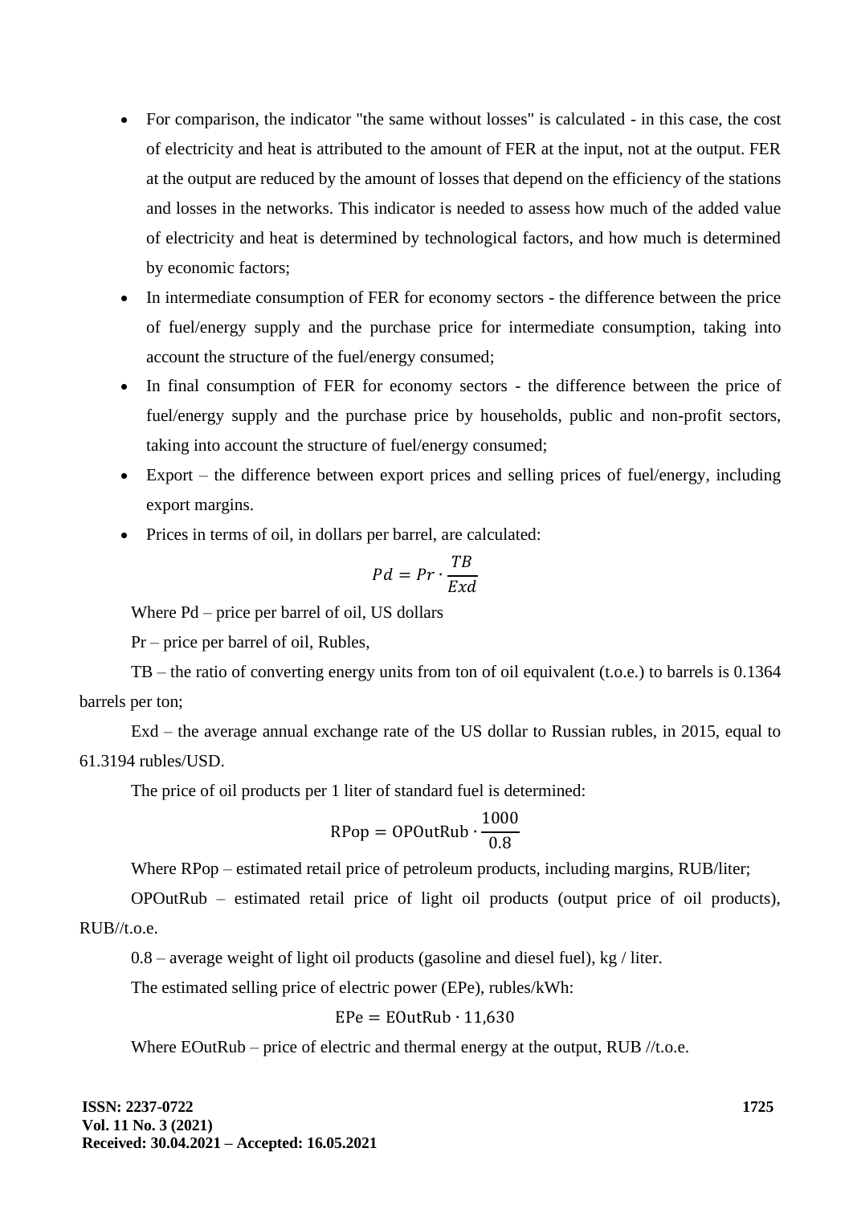- For comparison, the indicator "the same without losses" is calculated - in this case, the cost of electricity and heat is attributed to the amount of FER at the input, not at the output. FER at the output are reduced by the amount of losses that depend on the efficiency of the stations and losses in the networks. This indicator is needed to assess how much of the added value of electricity and heat is determined by technological factors, and how much is determined by economic factors;
- In intermediate consumption of FER for economy sectors - the difference between the price of fuel/energy supply and the purchase price for intermediate consumption, taking into account the structure of the fuel/energy consumed;
- In final consumption of FER for economy sectors - the difference between the price of fuel/energy supply and the purchase price by households, public and non-profit sectors, taking into account the structure of fuel/energy consumed;
- Export – the difference between export prices and selling prices of fuel/energy, including export margins.
- Prices in terms of oil, in dollars per barrel, are calculated:

$$Pd = Pr \cdot \frac{TB}{Exd}$$

Where Pd – price per barrel of oil, US dollars

Pr – price per barrel of oil, Rubles,

TB – the ratio of converting energy units from ton of oil equivalent (t.o.e.) to barrels is 0.1364 barrels per ton;

Exd – the average annual exchange rate of the US dollar to Russian rubles, in 2015, equal to 61.3194 rubles/USD.

The price of oil products per 1 liter of standard fuel is determined:

$$\text{RPop} = \text{OPOutRub} \cdot \frac{1000}{0.8}$$

Where RPop – estimated retail price of petroleum products, including margins, RUB/liter;

OPOutRub – estimated retail price of light oil products (output price of oil products), RUB//t.o.e.

0.8 – average weight of light oil products (gasoline and diesel fuel), kg / liter.

The estimated selling price of electric power (EPe), rubles/kWh:

$$\text{EPe} = \text{EOutRub} \cdot 11{,}630$$

Where EOutRub – price of electric and thermal energy at the output, RUB //t.o.e.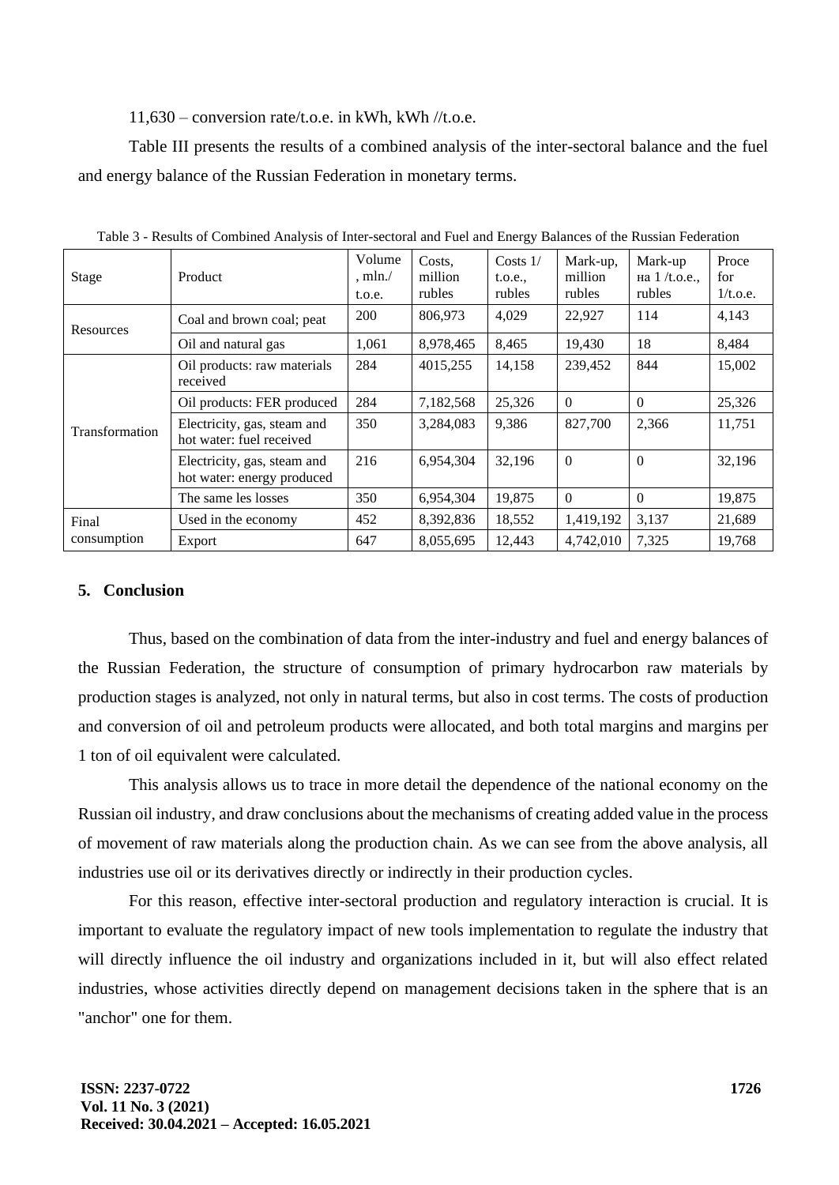11,630 – conversion rate/t.o.e. in kWh, kWh //t.o.e.

Table III presents the results of a combined analysis of the inter-sectoral balance and the fuel and energy balance of the Russian Federation in monetary terms.

Table 3 - Results of Combined Analysis of Inter-sectoral and Fuel and Energy Balances of the Russian Federation

| Stage | Product | Volume, mln./ t.o.e. | Costs, million rubles | Costs 1/ t.o.e., rubles | Mark-up, million rubles | Mark-up на 1 /t.o.e., rubles | Proce for 1/t.o.e. |
|---|---|---|---|---|---|---|---|
| Resources | Coal and brown coal; peat | 200 | 806,973 | 4,029 | 22,927 | 114 | 4,143 |
| | Oil and natural gas | 1,061 | 8,978,465 | 8,465 | 19,430 | 18 | 8,484 |
| Transformation | Oil products: raw materials received | 284 | 4015,255 | 14,158 | 239,452 | 844 | 15,002 |
| | Oil products: FER produced | 284 | 7,182,568 | 25,326 | 0 | 0 | 25,326 |
| | Electricity, gas, steam and hot water: fuel received | 350 | 3,284,083 | 9,386 | 827,700 | 2,366 | 11,751 |
| | Electricity, gas, steam and hot water: energy produced | 216 | 6,954,304 | 32,196 | 0 | 0 | 32,196 |
| | The same les losses | 350 | 6,954,304 | 19,875 | 0 | 0 | 19,875 |
| Final consumption | Used in the economy | 452 | 8,392,836 | 18,552 | 1,419,192 | 3,137 | 21,689 |
| | Export | 647 | 8,055,695 | 12,443 | 4,742,010 | 7,325 | 19,768 |

## 5. Conclusion

Thus, based on the combination of data from the inter-industry and fuel and energy balances of the Russian Federation, the structure of consumption of primary hydrocarbon raw materials by production stages is analyzed, not only in natural terms, but also in cost terms. The costs of production and conversion of oil and petroleum products were allocated, and both total margins and margins per 1 ton of oil equivalent were calculated.

This analysis allows us to trace in more detail the dependence of the national economy on the Russian oil industry, and draw conclusions about the mechanisms of creating added value in the process of movement of raw materials along the production chain. As we can see from the above analysis, all industries use oil or its derivatives directly or indirectly in their production cycles.

For this reason, effective inter-sectoral production and regulatory interaction is crucial. It is important to evaluate the regulatory impact of new tools implementation to regulate the industry that will directly influence the oil industry and organizations included in it, but will also effect related industries, whose activities directly depend on management decisions taken in the sphere that is an "anchor" one for them.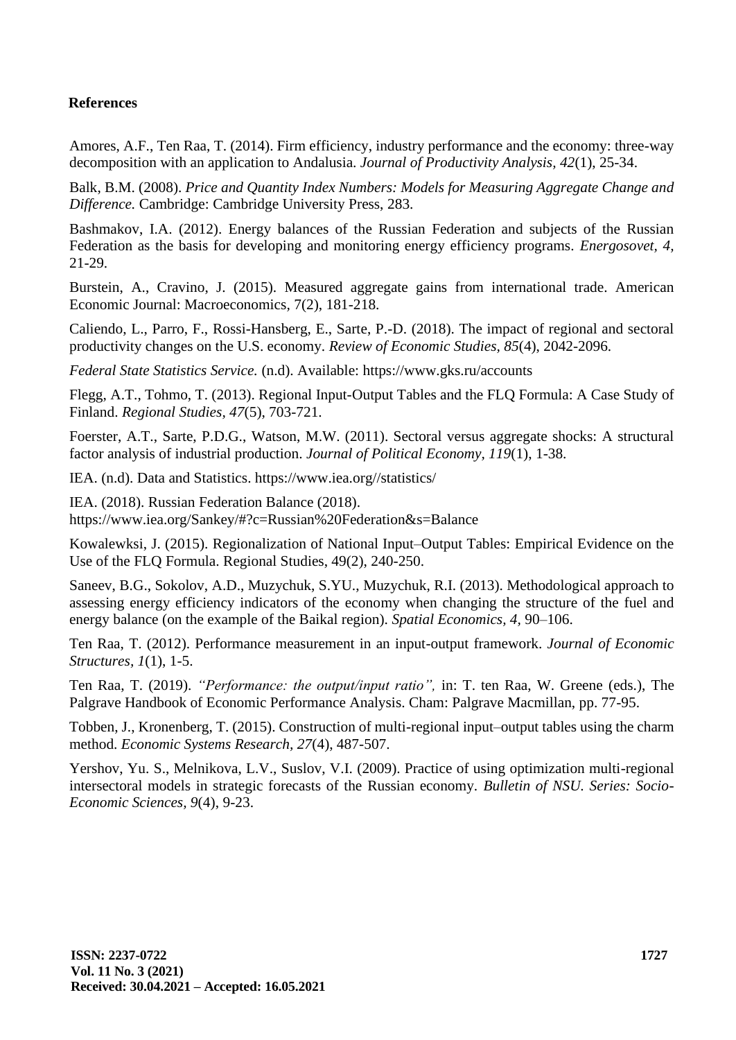## References

Amores, A.F., Ten Raa, T. (2014). Firm efficiency, industry performance and the economy: three-way decomposition with an application to Andalusia. *Journal of Productivity Analysis, 42*(1), 25-34.

Balk, B.M. (2008). *Price and Quantity Index Numbers: Models for Measuring Aggregate Change and Difference.* Cambridge: Cambridge University Press, 283.

Bashmakov, I.A. (2012). Energy balances of the Russian Federation and subjects of the Russian Federation as the basis for developing and monitoring energy efficiency programs. *Energosovet, 4,* 21-29.

Burstein, A., Cravino, J. (2015). Measured aggregate gains from international trade. American Economic Journal: Macroeconomics, 7(2), 181-218.

Caliendo, L., Parro, F., Rossi-Hansberg, E., Sarte, P.-D. (2018). The impact of regional and sectoral productivity changes on the U.S. economy. *Review of Economic Studies, 85*(4), 2042-2096.

*Federal State Statistics Service.* (n.d). Available: https://www.gks.ru/accounts

Flegg, A.T., Tohmo, T. (2013). Regional Input-Output Tables and the FLQ Formula: A Case Study of Finland. *Regional Studies, 47*(5), 703-721.

Foerster, A.T., Sarte, P.D.G., Watson, M.W. (2011). Sectoral versus aggregate shocks: A structural factor analysis of industrial production. *Journal of Political Economy, 119*(1), 1-38.

IEA. (n.d). Data and Statistics. https://www.iea.org//statistics/

IEA. (2018). Russian Federation Balance (2018). https://www.iea.org/Sankey/#?c=Russian%20Federation&s=Balance

Kowalewksi, J. (2015). Regionalization of National Input–Output Tables: Empirical Evidence on the Use of the FLQ Formula. Regional Studies, 49(2), 240-250.

Saneev, B.G., Sokolov, A.D., Muzychuk, S.YU., Muzychuk, R.I. (2013). Methodological approach to assessing energy efficiency indicators of the economy when changing the structure of the fuel and energy balance (on the example of the Baikal region). *Spatial Economics, 4,* 90–106.

Ten Raa, T. (2012). Performance measurement in an input-output framework. *Journal of Economic Structures, 1*(1), 1-5.

Ten Raa, T. (2019). *"Performance: the output/input ratio",* in: T. ten Raa, W. Greene (eds.), The Palgrave Handbook of Economic Performance Analysis. Cham: Palgrave Macmillan, pp. 77-95.

Tobben, J., Kronenberg, T. (2015). Construction of multi-regional input–output tables using the charm method. *Economic Systems Research, 27*(4), 487-507.

Yershov, Yu. S., Melnikova, L.V., Suslov, V.I. (2009). Practice of using optimization multi-regional intersectoral models in strategic forecasts of the Russian economy. *Bulletin of NSU. Series: Socio-Economic Sciences, 9*(4), 9-23.